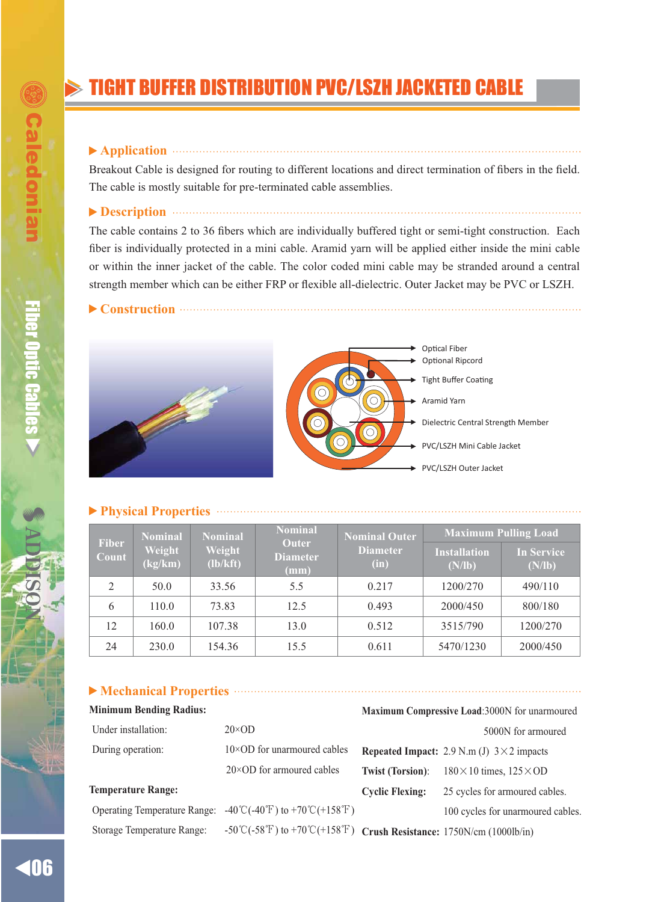# TIGHT BUFFER DISTRIBUTION PVC/LSZH JACKETED CABLE

## Application

Breakout Cable is designed for routing to different locations and direct termination of fibers in the field. The cable is mostly suitable for pre-terminated cable assemblies.

## Description

The cable contains 2 to 36 fibers which are individually buffered tight or semi-tight construction. Each fiber is individually protected in a mini cable. Aramid yarn will be applied either inside the mini cable or within the inner jacket of the cable. The color coded mini cable may be stranded around a central strength member which can be either FRP or flexible all-dielectric. Outer Jacket may be PVC or LSZH.

## Construction

- Optical Fiber
- Optional Ripcord
- Tight Buffer Coating
- Aramid Yarn
- Dielectric Central Strength Member
- PVC/LSZH Mini Cable Jacket
- PVC/LSZH Outer Jacket

## Physical Properties

| Fiber Count | Nominal Weight (kg/km) | Nominal Weight (lb/kft) | Nominal Outer Diameter (mm) | Nominal Outer Diameter (in) | Maximum Pulling Load | |
|---|---|---|---|---|---|---|
| | | | | | Installation (N/lb) | In Service (N/lb) |
| 2 | 50.0 | 33.56 | 5.5 | 0.217 | 1200/270 | 490/110 |
| 6 | 110.0 | 73.83 | 12.5 | 0.493 | 2000/450 | 800/180 |
| 12 | 160.0 | 107.38 | 13.0 | 0.512 | 3515/790 | 1200/270 |
| 24 | 230.0 | 154.36 | 15.5 | 0.611 | 5470/1230 | 2000/450 |

## Mechanical Properties

**Minimum Bending Radius:**

Under installation: 20×OD

During operation: 10×OD for unarmoured cables
20×OD for armoured cables

**Temperature Range:**

Operating Temperature Range: -40℃(-40℉) to +70℃(+158℉)

Storage Temperature Range: -50℃(-58℉) to +70℃(+158℉)

**Maximum Compressive Load**:3000N for unarmoured
5000N for armoured

**Repeated Impact:** 2.9 N.m (J) 3×2 impacts

**Twist (Torsion)**: 180×10 times, 125×OD

**Cyclic Flexing:** 25 cycles for armoured cables.
100 cycles for unarmoured cables.

**Crush Resistance:** 1750N/cm (1000lb/in)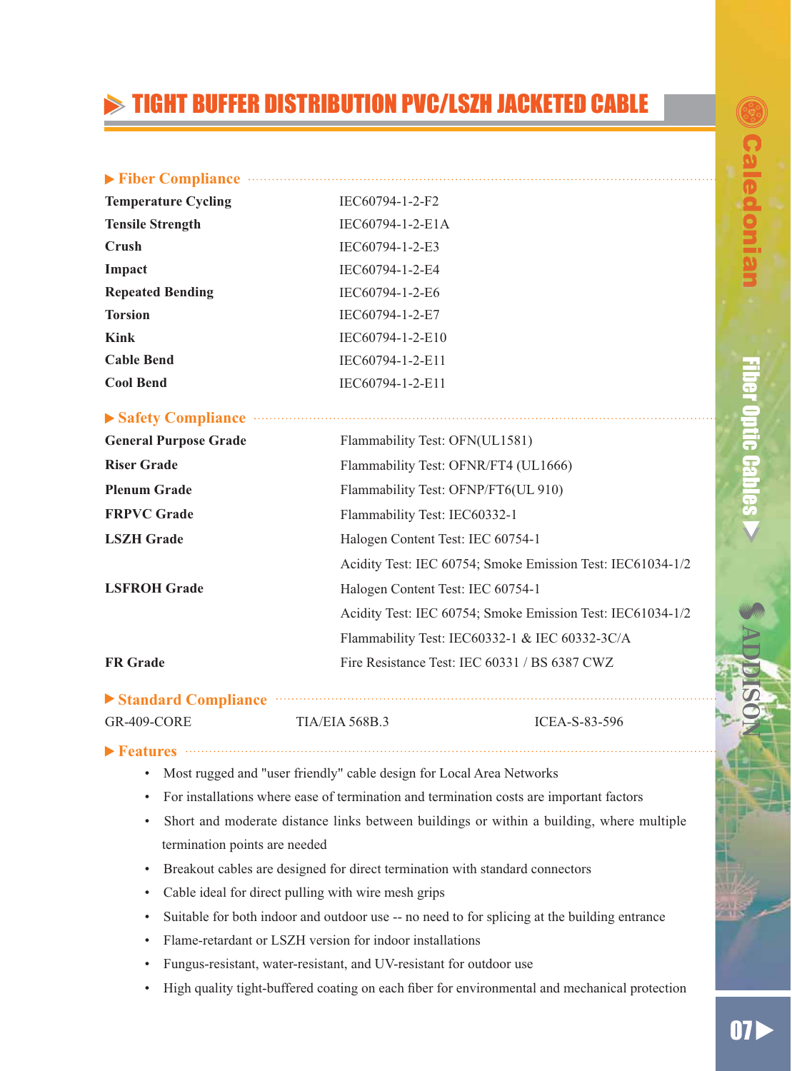# TIGHT BUFFER DISTRIBUTION PVC/LSZH JACKETED CABLE

## Fiber Compliance

| | |
|---|---|
| **Temperature Cycling** | IEC60794-1-2-F2 |
| **Tensile Strength** | IEC60794-1-2-E1A |
| **Crush** | IEC60794-1-2-E3 |
| **Impact** | IEC60794-1-2-E4 |
| **Repeated Bending** | IEC60794-1-2-E6 |
| **Torsion** | IEC60794-1-2-E7 |
| **Kink** | IEC60794-1-2-E10 |
| **Cable Bend** | IEC60794-1-2-E11 |
| **Cool Bend** | IEC60794-1-2-E11 |

## Safety Compliance

| | |
|---|---|
| **General Purpose Grade** | Flammability Test: OFN(UL1581) |
| **Riser Grade** | Flammability Test: OFNR/FT4 (UL1666) |
| **Plenum Grade** | Flammability Test: OFNP/FT6(UL 910) |
| **FRPVC Grade** | Flammability Test: IEC60332-1 |
| **LSZH Grade** | Halogen Content Test: IEC 60754-1 |
| | Acidity Test: IEC 60754; Smoke Emission Test: IEC61034-1/2 |
| **LSFROH Grade** | Halogen Content Test: IEC 60754-1 |
| | Acidity Test: IEC 60754; Smoke Emission Test: IEC61034-1/2 |
| | Flammability Test: IEC60332-1 & IEC 60332-3C/A |
| **FR Grade** | Fire Resistance Test: IEC 60331 / BS 6387 CWZ |

## Standard Compliance

GR-409-CORE TIA/EIA 568B.3 ICEA-S-83-596

## Features

- Most rugged and "user friendly" cable design for Local Area Networks
- For installations where ease of termination and termination costs are important factors
- Short and moderate distance links between buildings or within a building, where multiple termination points are needed
- Breakout cables are designed for direct termination with standard connectors
- Cable ideal for direct pulling with wire mesh grips
- Suitable for both indoor and outdoor use -- no need to for splicing at the building entrance
- Flame-retardant or LSZH version for indoor installations
- Fungus-resistant, water-resistant, and UV-resistant for outdoor use
- High quality tight-buffered coating on each fiber for environmental and mechanical protection